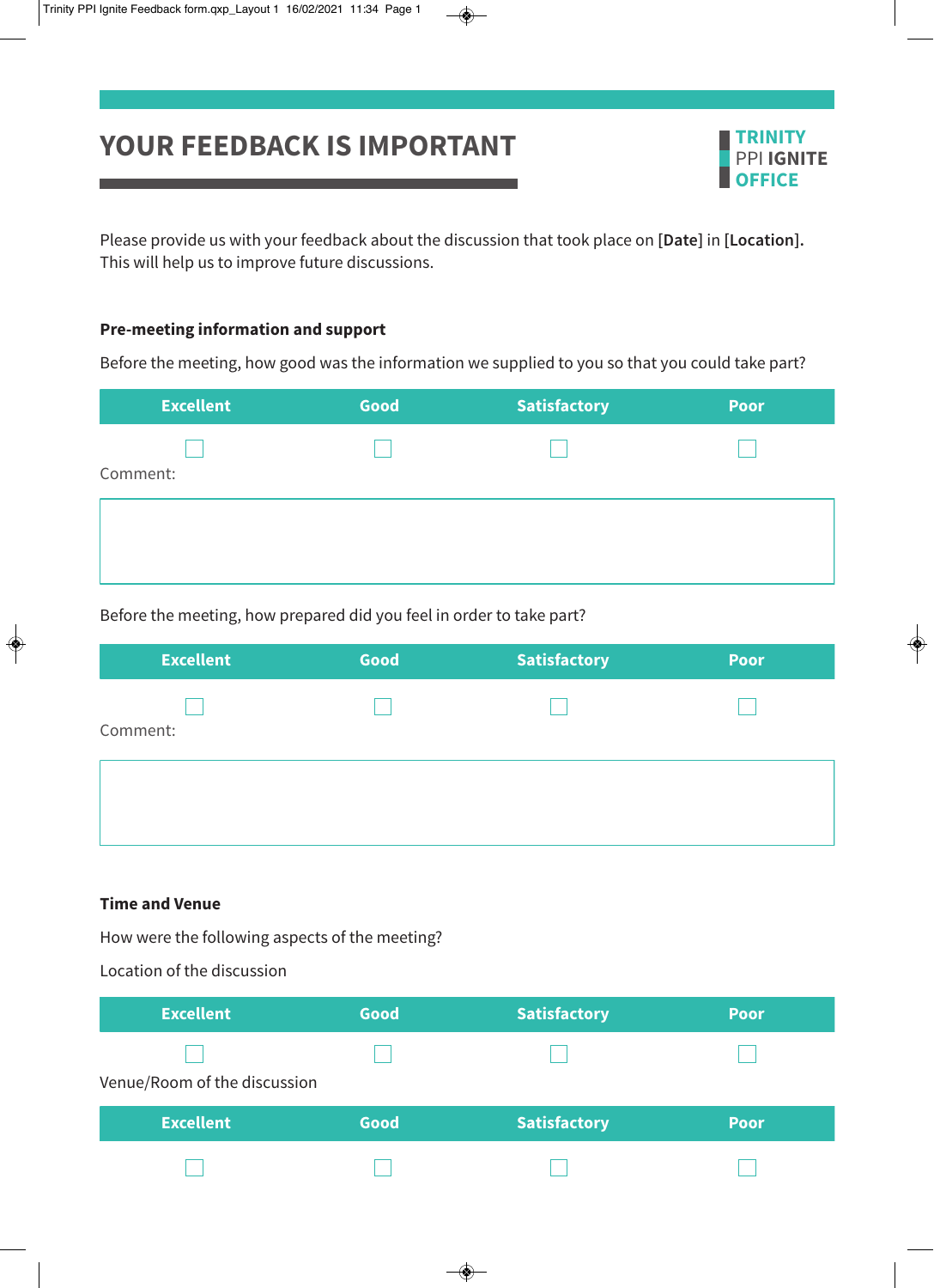# YOUR FEEDBACK IS IMPORTANT

**TRINITY**
PPI **IGNITE**
**OFFICE**

Please provide us with your feedback about the discussion that took place on **[Date]** in **[Location]**. This will help us to improve future discussions.

### Pre-meeting information and support

Before the meeting, how good was the information we supplied to you so that you could take part?

| Excellent | Good | Satisfactory | Poor |
|---|---|---|---|
| ☐ | ☐ | ☐ | ☐ |

Comment:

Before the meeting, how prepared did you feel in order to take part?

| Excellent | Good | Satisfactory | Poor |
|---|---|---|---|
| ☐ | ☐ | ☐ | ☐ |

Comment:

### Time and Venue

How were the following aspects of the meeting?

Location of the discussion

| Excellent | Good | Satisfactory | Poor |
|---|---|---|---|
| ☐ | ☐ | ☐ | ☐ |

Venue/Room of the discussion

| Excellent | Good | Satisfactory | Poor |
|---|---|---|---|
| ☐ | ☐ | ☐ | ☐ |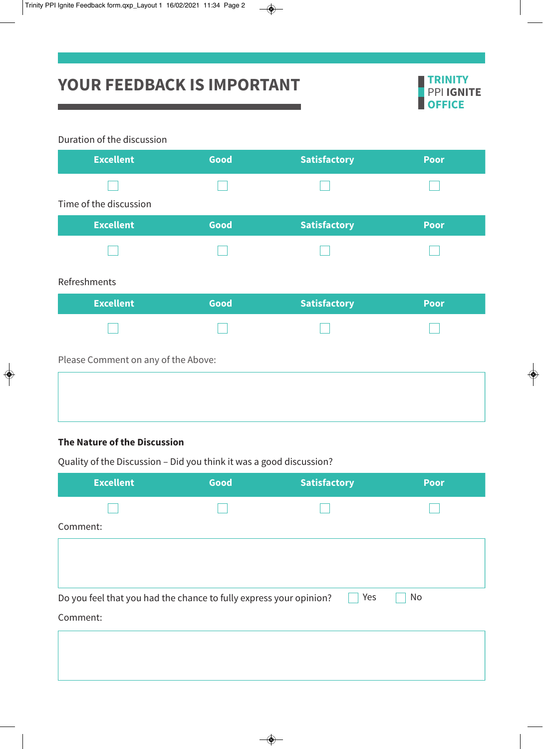# YOUR FEEDBACK IS IMPORTANT

**TRINITY**
PPI **IGNITE**
**OFFICE**

Duration of the discussion

| Excellent | Good | Satisfactory | Poor |
|---|---|---|---|
| ☐ | ☐ | ☐ | ☐ |

Time of the discussion

| Excellent | Good | Satisfactory | Poor |
|---|---|---|---|
| ☐ | ☐ | ☐ | ☐ |

Refreshments

| Excellent | Good | Satisfactory | Poor |
|---|---|---|---|
| ☐ | ☐ | ☐ | ☐ |

Please Comment on any of the Above:

**The Nature of the Discussion**

Quality of the Discussion – Did you think it was a good discussion?

| Excellent | Good | Satisfactory | Poor |
|---|---|---|---|
| ☐ | ☐ | ☐ | ☐ |

Comment:

Do you feel that you had the chance to fully express your opinion? ☐ Yes ☐ No

Comment: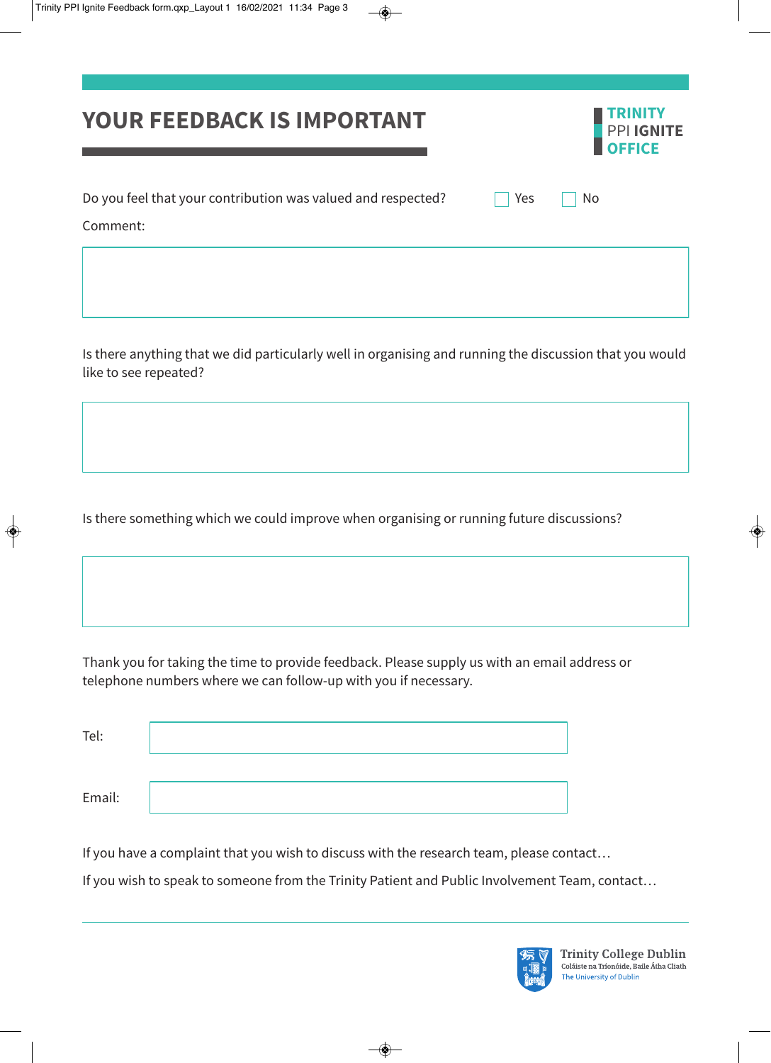# YOUR FEEDBACK IS IMPORTANT

**TRINITY**
PPI **IGNITE**
**OFFICE**

Do you feel that your contribution was valued and respected? ☐ Yes ☐ No

Comment:

Is there anything that we did particularly well in organising and running the discussion that you would like to see repeated?

Is there something which we could improve when organising or running future discussions?

Thank you for taking the time to provide feedback. Please supply us with an email address or telephone numbers where we can follow-up with you if necessary.

Tel:

Email:

If you have a complaint that you wish to discuss with the research team, please contact…

If you wish to speak to someone from the Trinity Patient and Public Involvement Team, contact…

Trinity College Dublin
Coláiste na Tríonóide, Baile Átha Cliath
The University of Dublin